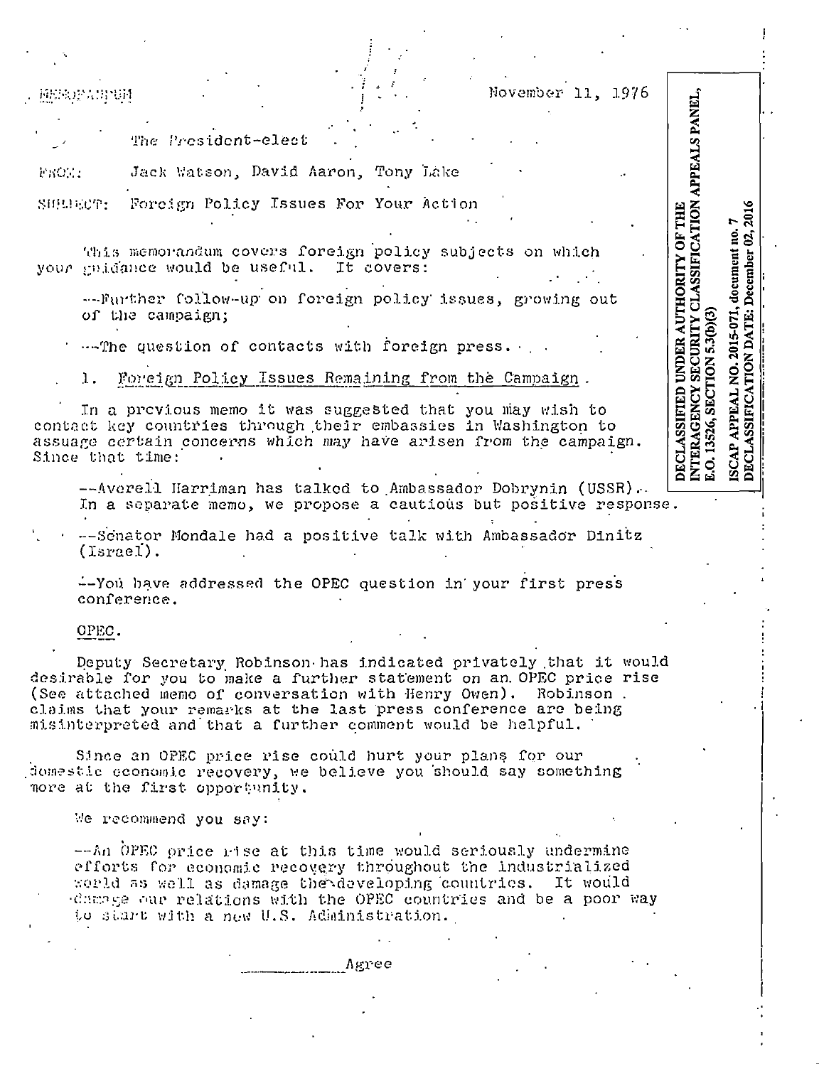MEMORANDUM

November 11, 1976

DECLASSIFIED UNDER AUTHORITY OF THE INTERAGENCY SECURITY CLASSIFICATION APPEALS PANEL, E.O. 13526, SECTION 5.3(b)(3)

ISCAP APPEAL NO. 2015-071, document no. 7
DECLASSIFICATION DATE: December 02, 2016

TO: The President-elect

FROM: Jack Watson, David Aaron, Tony Lake

SUBJECT: Foreign Policy Issues For Your Action

This memorandum covers foreign policy subjects on which your guidance would be useful. It covers:

--Further follow-up on foreign policy issues, growing out of the campaign;

--The question of contacts with foreign press.

1. Foreign Policy Issues Remaining from the Campaign.

In a previous memo it was suggested that you may wish to contact key countries through their embassies in Washington to assuage certain concerns which may have arisen from the campaign. Since that time:

--Averell Harriman has talked to Ambassador Dobrynin (USSR). In a separate memo, we propose a cautious but positive response.

--Senator Mondale had a positive talk with Ambassador Dinitz (Israel).

--You have addressed the OPEC question in your first press conference.

OPEC.

Deputy Secretary Robinson has indicated privately that it would desirable for you to make a further statement on an OPEC price rise (See attached memo of conversation with Henry Owen). Robinson claims that your remarks at the last press conference are being misinterpreted and that a further comment would be helpful.

Since an OPEC price rise could hurt your plans for our domestic economic recovery, we believe you should say something more at the first opportunity.

We recommend you say:

--An OPEC price rise at this time would seriously undermine efforts for economic recovery throughout the industrialized world as well as damage the developing countries. It would damage our relations with the OPEC countries and be a poor way to start with a new U.S. Administration.

_____________ Agree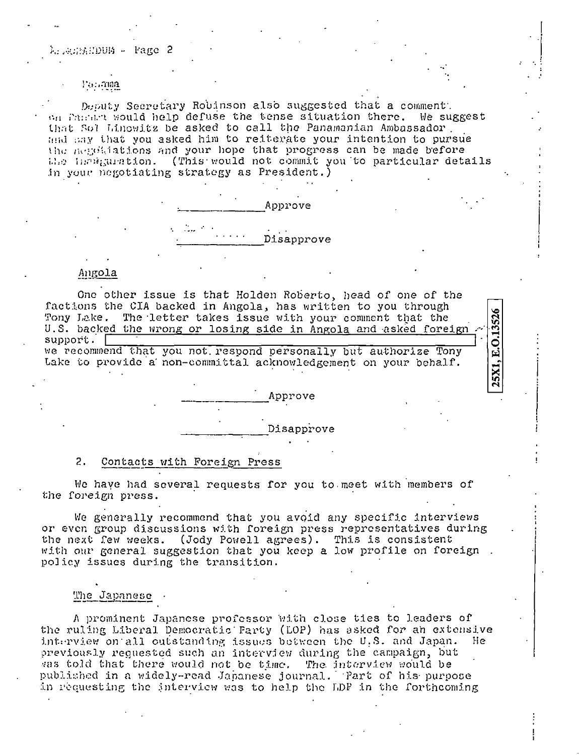### Panama

Deputy Secretary Robinson also suggested that a comment on Panama would help defuse the tense situation there. We suggest that Sol Linowitz be asked to call the Panamanian Ambassador and say that you asked him to reiterate your intention to pursue the negotiations and your hope that progress can be made before the Inauguration. (This would not commit you to particular details in your negotiating strategy as President.)

\_\_\_\_\_\_\_\_\_\_\_\_Approve

\_\_\_\_\_\_\_\_\_\_\_\_Disapprove

### Angola

One other issue is that Holden Roberto, head of one of the factions the CIA backed in Angola, has written to you through Tony Lake. The letter takes issue with your comment that the U.S. backed the wrong or losing side in Angola and asked foreign support. [redacted] we recommend that you not respond personally but authorize Tony Lake to provide a non-committal acknowledgement on your behalf.

25X1, E.O.13526

\_\_\_\_\_\_\_\_\_\_\_\_Approve

\_\_\_\_\_\_\_\_\_\_\_\_Disapprove

## 2. Contacts with Foreign Press

We have had several requests for you to meet with members of the foreign press.

We generally recommend that you avoid any specific interviews or even group discussions with foreign press representatives during the next few weeks. (Jody Powell agrees). This is consistent with our general suggestion that you keep a low profile on foreign policy issues during the transition.

### The Japanese

A prominent Japanese professor with close ties to leaders of the ruling Liberal Democratic Party (LDP) has asked for an extensive interview on all outstanding issues between the U.S. and Japan. He previously requested such an interview during the campaign, but was told that there would not be time. The interview would be published in a widely-read Japanese journal. Part of his purpose in requesting the interview was to help the LDP in the forthcoming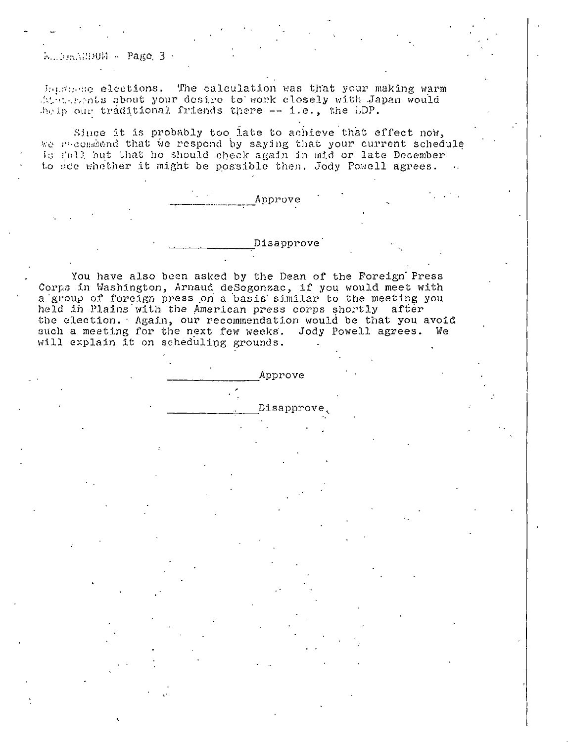Japanese elections. The calculation was that your making warm statements about your desire to work closely with Japan would help our traditional friends there -- i.e., the LDP.

Since it is probably too late to achieve that effect now, we recommend that we respond by saying that your current schedule is full but that he should check again in mid or late December to see whether it might be possible then. Jody Powell agrees.

_____________Approve

_____________Disapprove

You have also been asked by the Dean of the Foreign Press Corps in Washington, Arnaud deSegonzac, if you would meet with a group of foreign press on a basis similar to the meeting you held in Plains with the American press corps shortly after the election. Again, our recommendation would be that you avoid such a meeting for the next few weeks. Jody Powell agrees. We will explain it on scheduling grounds.

_____________Approve

_____________Disapprove